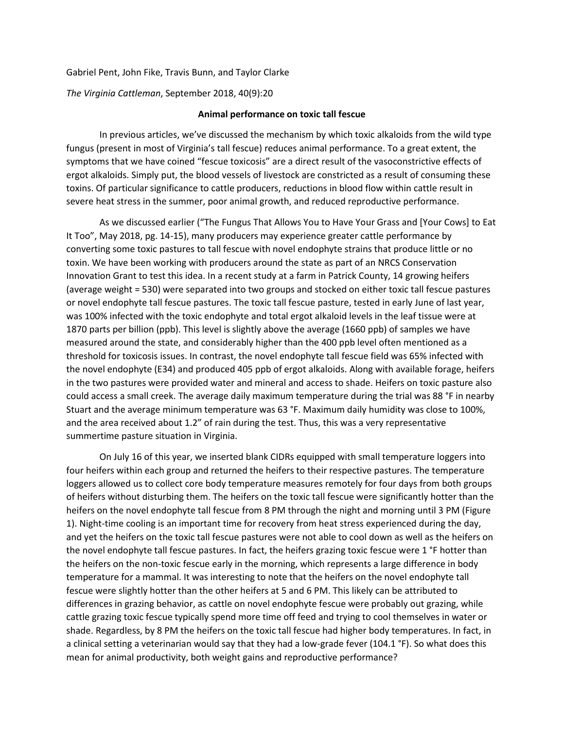Gabriel Pent, John Fike, Travis Bunn, and Taylor Clarke

*The Virginia Cattleman*, September 2018, 40(9):20

## Animal performance on toxic tall fescue

In previous articles, we've discussed the mechanism by which toxic alkaloids from the wild type fungus (present in most of Virginia's tall fescue) reduces animal performance. To a great extent, the symptoms that we have coined "fescue toxicosis" are a direct result of the vasoconstrictive effects of ergot alkaloids. Simply put, the blood vessels of livestock are constricted as a result of consuming these toxins. Of particular significance to cattle producers, reductions in blood flow within cattle result in severe heat stress in the summer, poor animal growth, and reduced reproductive performance.

As we discussed earlier ("The Fungus That Allows You to Have Your Grass and [Your Cows] to Eat It Too", May 2018, pg. 14-15), many producers may experience greater cattle performance by converting some toxic pastures to tall fescue with novel endophyte strains that produce little or no toxin. We have been working with producers around the state as part of an NRCS Conservation Innovation Grant to test this idea. In a recent study at a farm in Patrick County, 14 growing heifers (average weight = 530) were separated into two groups and stocked on either toxic tall fescue pastures or novel endophyte tall fescue pastures. The toxic tall fescue pasture, tested in early June of last year, was 100% infected with the toxic endophyte and total ergot alkaloid levels in the leaf tissue were at 1870 parts per billion (ppb). This level is slightly above the average (1660 ppb) of samples we have measured around the state, and considerably higher than the 400 ppb level often mentioned as a threshold for toxicosis issues. In contrast, the novel endophyte tall fescue field was 65% infected with the novel endophyte (E34) and produced 405 ppb of ergot alkaloids. Along with available forage, heifers in the two pastures were provided water and mineral and access to shade. Heifers on toxic pasture also could access a small creek. The average daily maximum temperature during the trial was 88 °F in nearby Stuart and the average minimum temperature was 63 °F. Maximum daily humidity was close to 100%, and the area received about 1.2" of rain during the test. Thus, this was a very representative summertime pasture situation in Virginia.

On July 16 of this year, we inserted blank CIDRs equipped with small temperature loggers into four heifers within each group and returned the heifers to their respective pastures. The temperature loggers allowed us to collect core body temperature measures remotely for four days from both groups of heifers without disturbing them. The heifers on the toxic tall fescue were significantly hotter than the heifers on the novel endophyte tall fescue from 8 PM through the night and morning until 3 PM (Figure 1). Night-time cooling is an important time for recovery from heat stress experienced during the day, and yet the heifers on the toxic tall fescue pastures were not able to cool down as well as the heifers on the novel endophyte tall fescue pastures. In fact, the heifers grazing toxic fescue were 1 °F hotter than the heifers on the non-toxic fescue early in the morning, which represents a large difference in body temperature for a mammal. It was interesting to note that the heifers on the novel endophyte tall fescue were slightly hotter than the other heifers at 5 and 6 PM. This likely can be attributed to differences in grazing behavior, as cattle on novel endophyte fescue were probably out grazing, while cattle grazing toxic fescue typically spend more time off feed and trying to cool themselves in water or shade. Regardless, by 8 PM the heifers on the toxic tall fescue had higher body temperatures. In fact, in a clinical setting a veterinarian would say that they had a low-grade fever (104.1 °F). So what does this mean for animal productivity, both weight gains and reproductive performance?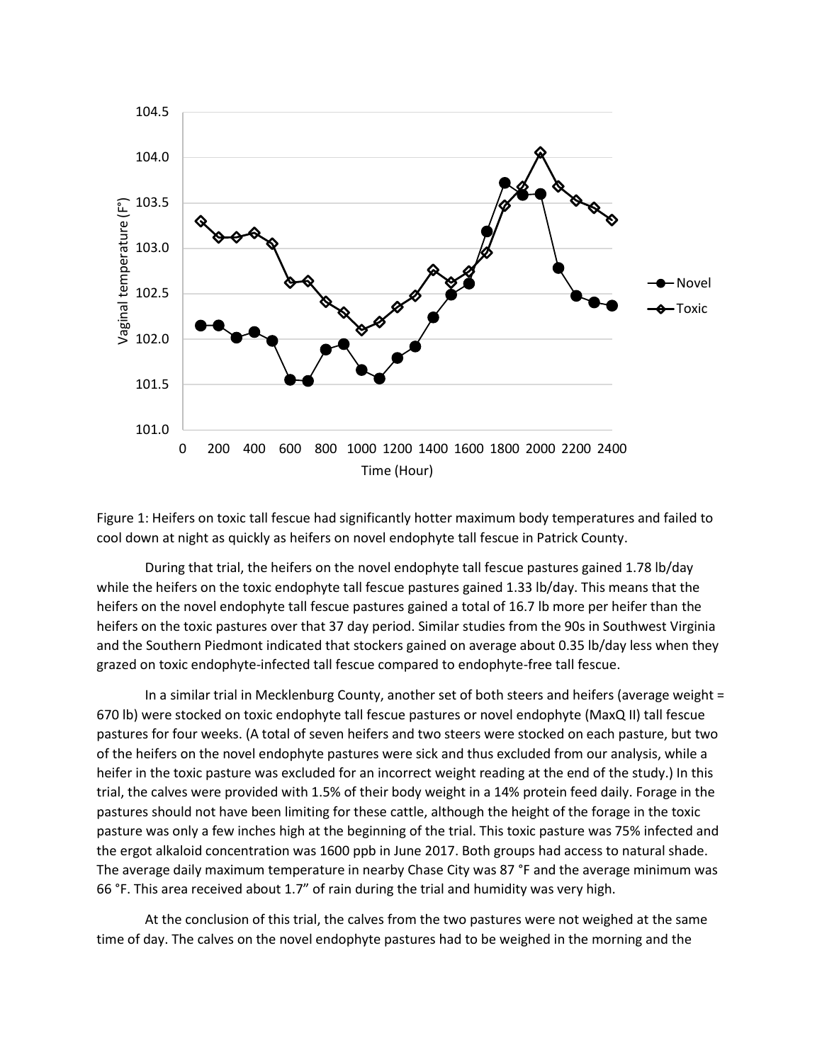Figure 1: Heifers on toxic tall fescue had significantly hotter maximum body temperatures and failed to cool down at night as quickly as heifers on novel endophyte tall fescue in Patrick County.

During that trial, the heifers on the novel endophyte tall fescue pastures gained 1.78 lb/day while the heifers on the toxic endophyte tall fescue pastures gained 1.33 lb/day. This means that the heifers on the novel endophyte tall fescue pastures gained a total of 16.7 lb more per heifer than the heifers on the toxic pastures over that 37 day period. Similar studies from the 90s in Southwest Virginia and the Southern Piedmont indicated that stockers gained on average about 0.35 lb/day less when they grazed on toxic endophyte-infected tall fescue compared to endophyte-free tall fescue.

In a similar trial in Mecklenburg County, another set of both steers and heifers (average weight = 670 lb) were stocked on toxic endophyte tall fescue pastures or novel endophyte (MaxQ II) tall fescue pastures for four weeks. (A total of seven heifers and two steers were stocked on each pasture, but two of the heifers on the novel endophyte pastures were sick and thus excluded from our analysis, while a heifer in the toxic pasture was excluded for an incorrect weight reading at the end of the study.) In this trial, the calves were provided with 1.5% of their body weight in a 14% protein feed daily. Forage in the pastures should not have been limiting for these cattle, although the height of the forage in the toxic pasture was only a few inches high at the beginning of the trial. This toxic pasture was 75% infected and the ergot alkaloid concentration was 1600 ppb in June 2017. Both groups had access to natural shade. The average daily maximum temperature in nearby Chase City was 87 °F and the average minimum was 66 °F. This area received about 1.7" of rain during the trial and humidity was very high.

At the conclusion of this trial, the calves from the two pastures were not weighed at the same time of day. The calves on the novel endophyte pastures had to be weighed in the morning and the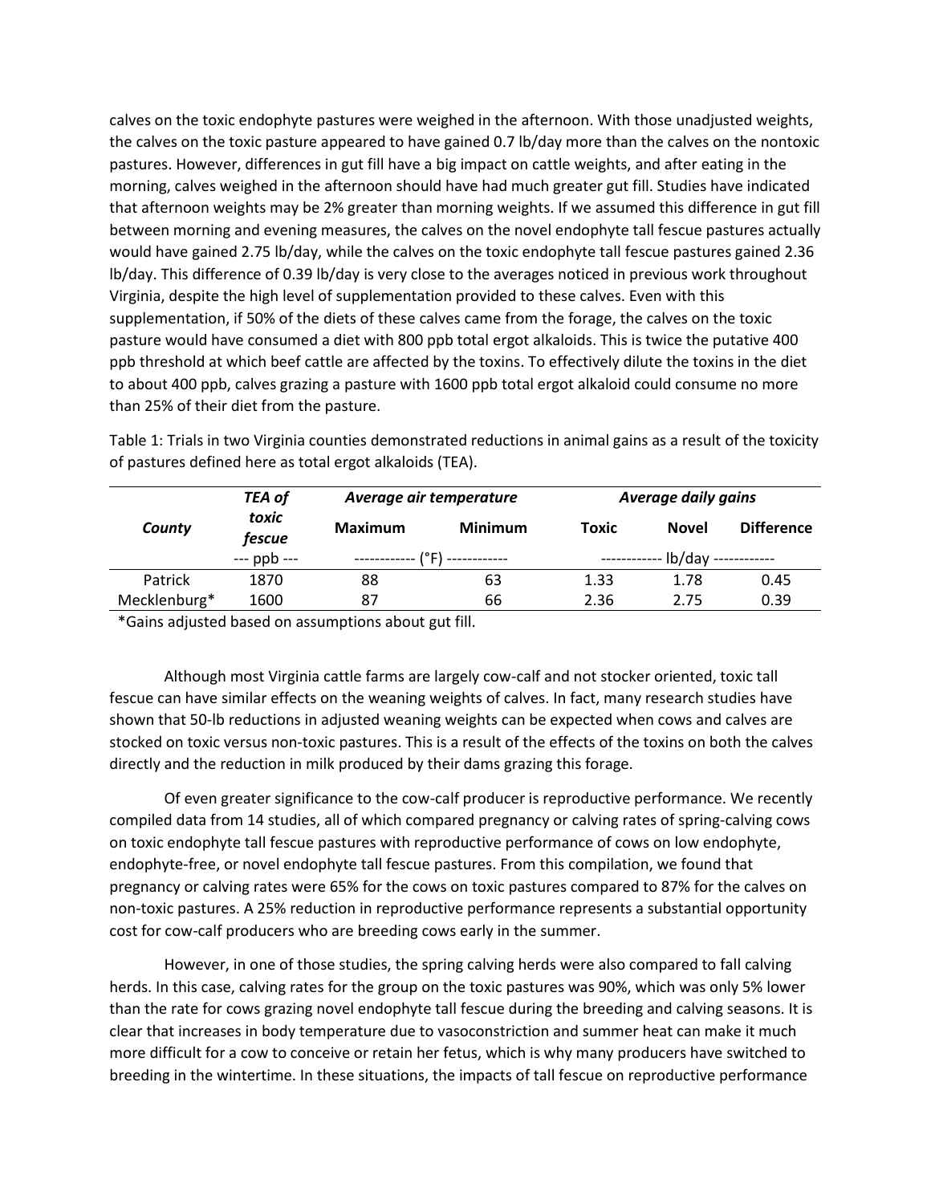calves on the toxic endophyte pastures were weighed in the afternoon. With those unadjusted weights, the calves on the toxic pasture appeared to have gained 0.7 lb/day more than the calves on the nontoxic pastures. However, differences in gut fill have a big impact on cattle weights, and after eating in the morning, calves weighed in the afternoon should have had much greater gut fill. Studies have indicated that afternoon weights may be 2% greater than morning weights. If we assumed this difference in gut fill between morning and evening measures, the calves on the novel endophyte tall fescue pastures actually would have gained 2.75 lb/day, while the calves on the toxic endophyte tall fescue pastures gained 2.36 lb/day. This difference of 0.39 lb/day is very close to the averages noticed in previous work throughout Virginia, despite the high level of supplementation provided to these calves. Even with this supplementation, if 50% of the diets of these calves came from the forage, the calves on the toxic pasture would have consumed a diet with 800 ppb total ergot alkaloids. This is twice the putative 400 ppb threshold at which beef cattle are affected by the toxins. To effectively dilute the toxins in the diet to about 400 ppb, calves grazing a pasture with 1600 ppb total ergot alkaloid could consume no more than 25% of their diet from the pasture.

Table 1: Trials in two Virginia counties demonstrated reductions in animal gains as a result of the toxicity of pastures defined here as total ergot alkaloids (TEA).

| ***County*** | ***TEA of toxic fescue*** | ***Average air temperature*** | | ***Average daily gains*** | | |
|---|---|---|---|---|---|---|
| | | **Maximum** | **Minimum** | **Toxic** | **Novel** | **Difference** |
| | --- ppb --- | ------------ (°F) ------------ | | ------------ lb/day ------------ | | |
| Patrick | 1870 | 88 | 63 | 1.33 | 1.78 | 0.45 |
| Mecklenburg* | 1600 | 87 | 66 | 2.36 | 2.75 | 0.39 |

*Gains adjusted based on assumptions about gut fill.

Although most Virginia cattle farms are largely cow-calf and not stocker oriented, toxic tall fescue can have similar effects on the weaning weights of calves. In fact, many research studies have shown that 50-lb reductions in adjusted weaning weights can be expected when cows and calves are stocked on toxic versus non-toxic pastures. This is a result of the effects of the toxins on both the calves directly and the reduction in milk produced by their dams grazing this forage.

Of even greater significance to the cow-calf producer is reproductive performance. We recently compiled data from 14 studies, all of which compared pregnancy or calving rates of spring-calving cows on toxic endophyte tall fescue pastures with reproductive performance of cows on low endophyte, endophyte-free, or novel endophyte tall fescue pastures. From this compilation, we found that pregnancy or calving rates were 65% for the cows on toxic pastures compared to 87% for the calves on non-toxic pastures. A 25% reduction in reproductive performance represents a substantial opportunity cost for cow-calf producers who are breeding cows early in the summer.

However, in one of those studies, the spring calving herds were also compared to fall calving herds. In this case, calving rates for the group on the toxic pastures was 90%, which was only 5% lower than the rate for cows grazing novel endophyte tall fescue during the breeding and calving seasons. It is clear that increases in body temperature due to vasoconstriction and summer heat can make it much more difficult for a cow to conceive or retain her fetus, which is why many producers have switched to breeding in the wintertime. In these situations, the impacts of tall fescue on reproductive performance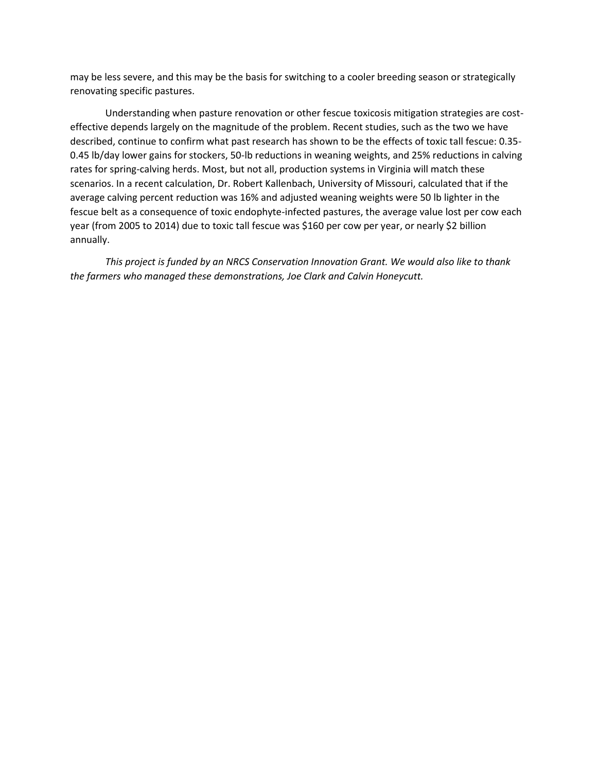may be less severe, and this may be the basis for switching to a cooler breeding season or strategically renovating specific pastures.

Understanding when pasture renovation or other fescue toxicosis mitigation strategies are cost-effective depends largely on the magnitude of the problem. Recent studies, such as the two we have described, continue to confirm what past research has shown to be the effects of toxic tall fescue: 0.35-0.45 lb/day lower gains for stockers, 50-lb reductions in weaning weights, and 25% reductions in calving rates for spring-calving herds. Most, but not all, production systems in Virginia will match these scenarios. In a recent calculation, Dr. Robert Kallenbach, University of Missouri, calculated that if the average calving percent reduction was 16% and adjusted weaning weights were 50 lb lighter in the fescue belt as a consequence of toxic endophyte-infected pastures, the average value lost per cow each year (from 2005 to 2014) due to toxic tall fescue was $160 per cow per year, or nearly $2 billion annually.

*This project is funded by an NRCS Conservation Innovation Grant. We would also like to thank the farmers who managed these demonstrations, Joe Clark and Calvin Honeycutt.*